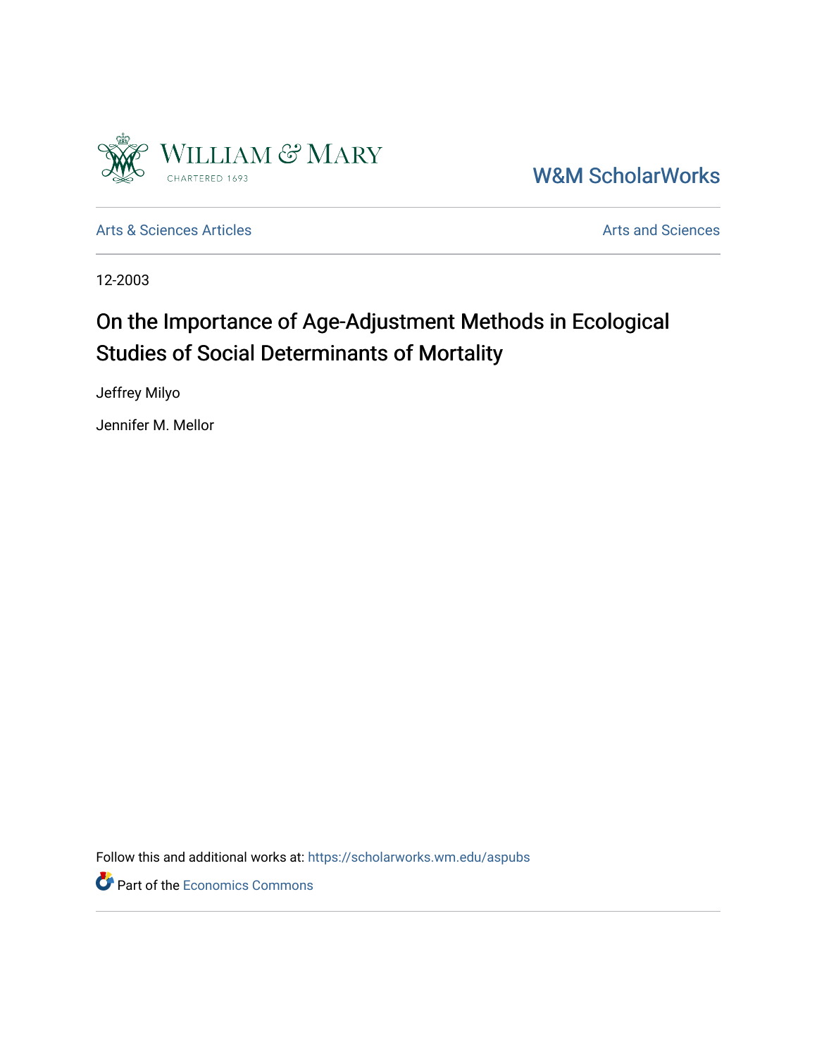William & Mary
CHARTERED 1693

W&M ScholarWorks

Arts & Sciences Articles

Arts and Sciences

12-2003

# On the Importance of Age-Adjustment Methods in Ecological Studies of Social Determinants of Mortality

Jeffrey Milyo

Jennifer M. Mellor

Follow this and additional works at: https://scholarworks.wm.edu/aspubs

Part of the Economics Commons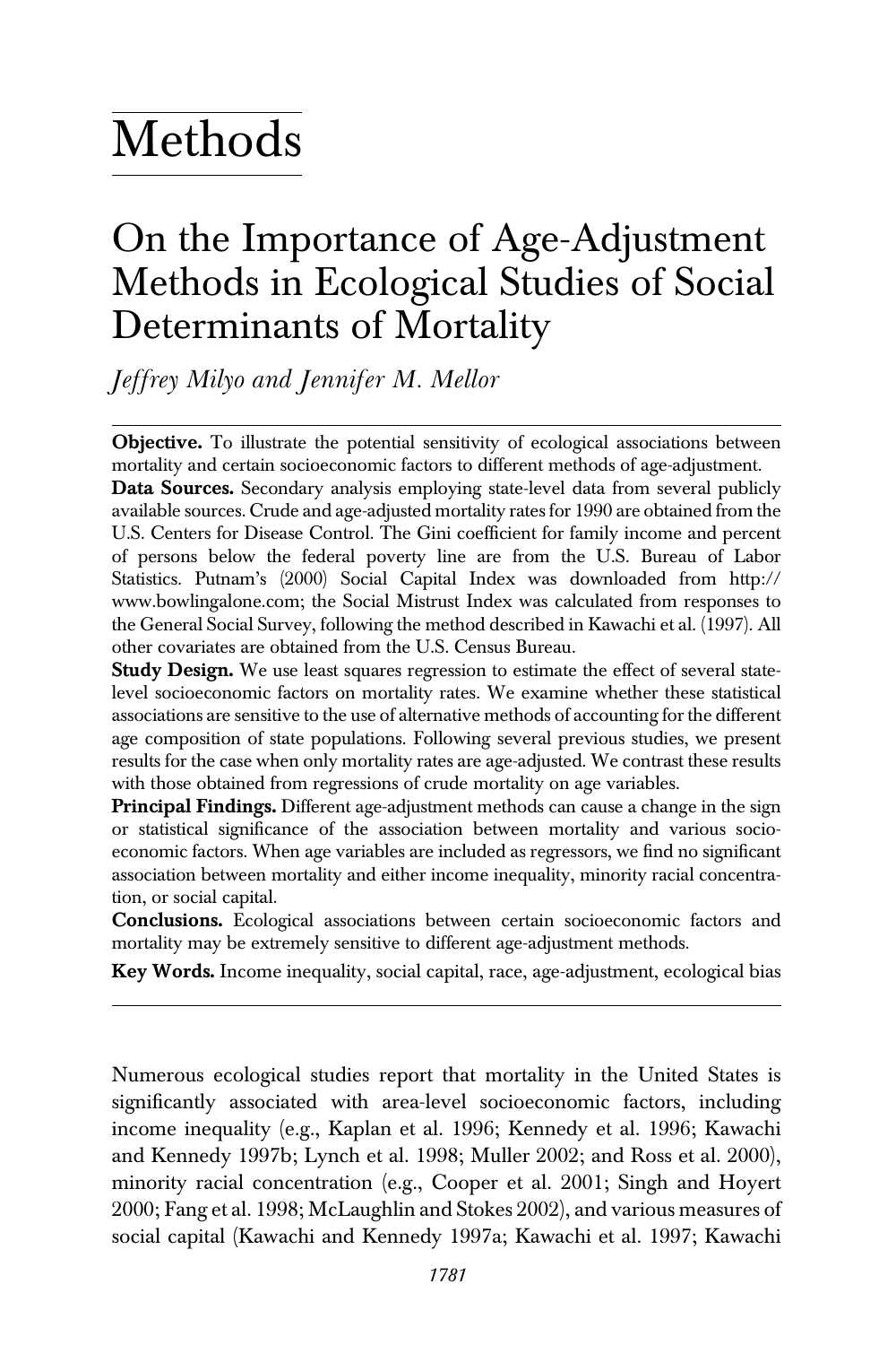# Methods

## On the Importance of Age-Adjustment Methods in Ecological Studies of Social Determinants of Mortality

*Jeffrey Milyo and Jennifer M. Mellor*

**Objective.** To illustrate the potential sensitivity of ecological associations between mortality and certain socioeconomic factors to different methods of age-adjustment.

**Data Sources.** Secondary analysis employing state-level data from several publicly available sources. Crude and age-adjusted mortality rates for 1990 are obtained from the U.S. Centers for Disease Control. The Gini coefficient for family income and percent of persons below the federal poverty line are from the U.S. Bureau of Labor Statistics. Putnam's (2000) Social Capital Index was downloaded from http://www.bowlingalone.com; the Social Mistrust Index was calculated from responses to the General Social Survey, following the method described in Kawachi et al. (1997). All other covariates are obtained from the U.S. Census Bureau.

**Study Design.** We use least squares regression to estimate the effect of several state-level socioeconomic factors on mortality rates. We examine whether these statistical associations are sensitive to the use of alternative methods of accounting for the different age composition of state populations. Following several previous studies, we present results for the case when only mortality rates are age-adjusted. We contrast these results with those obtained from regressions of crude mortality on age variables.

**Principal Findings.** Different age-adjustment methods can cause a change in the sign or statistical significance of the association between mortality and various socioeconomic factors. When age variables are included as regressors, we find no significant association between mortality and either income inequality, minority racial concentration, or social capital.

**Conclusions.** Ecological associations between certain socioeconomic factors and mortality may be extremely sensitive to different age-adjustment methods.

**Key Words.** Income inequality, social capital, race, age-adjustment, ecological bias

---

Numerous ecological studies report that mortality in the United States is significantly associated with area-level socioeconomic factors, including income inequality (e.g., Kaplan et al. 1996; Kennedy et al. 1996; Kawachi and Kennedy 1997b; Lynch et al. 1998; Muller 2002; and Ross et al. 2000), minority racial concentration (e.g., Cooper et al. 2001; Singh and Hoyert 2000; Fang et al. 1998; McLaughlin and Stokes 2002), and various measures of social capital (Kawachi and Kennedy 1997a; Kawachi et al. 1997; Kawachi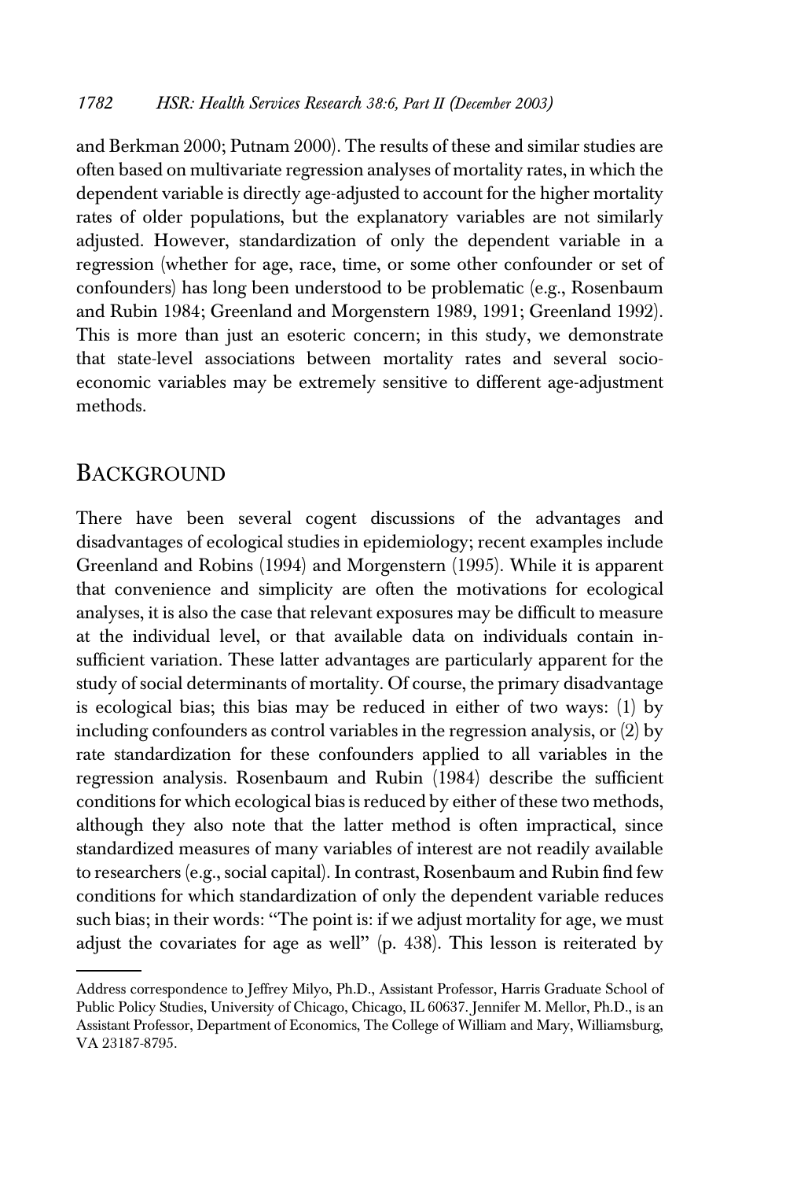and Berkman 2000; Putnam 2000). The results of these and similar studies are often based on multivariate regression analyses of mortality rates, in which the dependent variable is directly age-adjusted to account for the higher mortality rates of older populations, but the explanatory variables are not similarly adjusted. However, standardization of only the dependent variable in a regression (whether for age, race, time, or some other confounder or set of confounders) has long been understood to be problematic (e.g., Rosenbaum and Rubin 1984; Greenland and Morgenstern 1989, 1991; Greenland 1992). This is more than just an esoteric concern; in this study, we demonstrate that state-level associations between mortality rates and several socio-economic variables may be extremely sensitive to different age-adjustment methods.

## BACKGROUND

There have been several cogent discussions of the advantages and disadvantages of ecological studies in epidemiology; recent examples include Greenland and Robins (1994) and Morgenstern (1995). While it is apparent that convenience and simplicity are often the motivations for ecological analyses, it is also the case that relevant exposures may be difficult to measure at the individual level, or that available data on individuals contain insufficient variation. These latter advantages are particularly apparent for the study of social determinants of mortality. Of course, the primary disadvantage is ecological bias; this bias may be reduced in either of two ways: (1) by including confounders as control variables in the regression analysis, or (2) by rate standardization for these confounders applied to all variables in the regression analysis. Rosenbaum and Rubin (1984) describe the sufficient conditions for which ecological bias is reduced by either of these two methods, although they also note that the latter method is often impractical, since standardized measures of many variables of interest are not readily available to researchers (e.g., social capital). In contrast, Rosenbaum and Rubin find few conditions for which standardization of only the dependent variable reduces such bias; in their words: "The point is: if we adjust mortality for age, we must adjust the covariates for age as well" (p. 438). This lesson is reiterated by

---

Address correspondence to Jeffrey Milyo, Ph.D., Assistant Professor, Harris Graduate School of Public Policy Studies, University of Chicago, Chicago, IL 60637. Jennifer M. Mellor, Ph.D., is an Assistant Professor, Department of Economics, The College of William and Mary, Williamsburg, VA 23187-8795.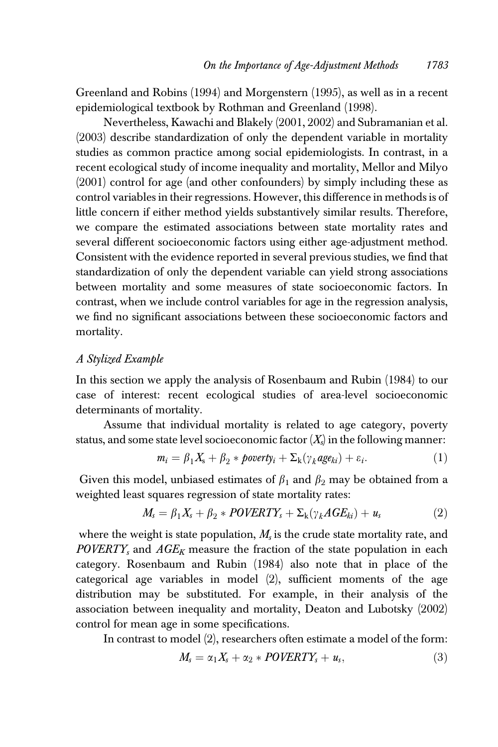Greenland and Robins (1994) and Morgenstern (1995), as well as in a recent epidemiological textbook by Rothman and Greenland (1998).

Nevertheless, Kawachi and Blakely (2001, 2002) and Subramanian et al. (2003) describe standardization of only the dependent variable in mortality studies as common practice among social epidemiologists. In contrast, in a recent ecological study of income inequality and mortality, Mellor and Milyo (2001) control for age (and other confounders) by simply including these as control variables in their regressions. However, this difference in methods is of little concern if either method yields substantively similar results. Therefore, we compare the estimated associations between state mortality rates and several different socioeconomic factors using either age-adjustment method. Consistent with the evidence reported in several previous studies, we find that standardization of only the dependent variable can yield strong associations between mortality and some measures of state socioeconomic factors. In contrast, when we include control variables for age in the regression analysis, we find no significant associations between these socioeconomic factors and mortality.

### *A Stylized Example*

In this section we apply the analysis of Rosenbaum and Rubin (1984) to our case of interest: recent ecological studies of area-level socioeconomic determinants of mortality.

Assume that individual mortality is related to age category, poverty status, and some state level socioeconomic factor ($X_s$) in the following manner:

$$m_i = \beta_1 X_s + \beta_2 * poverty_i + \Sigma_k(\gamma_k age_{ki}) + \varepsilon_i. \tag{1}$$

Given this model, unbiased estimates of $\beta_1$ and $\beta_2$ may be obtained from a weighted least squares regression of state mortality rates:

$$M_s = \beta_1 X_s + \beta_2 * POVERTY_s + \Sigma_k(\gamma_k AGE_{ki}) + u_s \tag{2}$$

where the weight is state population, $M_s$ is the crude state mortality rate, and $POVERTY_s$ and $AGE_K$ measure the fraction of the state population in each category. Rosenbaum and Rubin (1984) also note that in place of the categorical age variables in model (2), sufficient moments of the age distribution may be substituted. For example, in their analysis of the association between inequality and mortality, Deaton and Lubotsky (2002) control for mean age in some specifications.

In contrast to model (2), researchers often estimate a model of the form:

$$M_s = \alpha_1 X_s + \alpha_2 * POVERTY_s + u_s, \tag{3}$$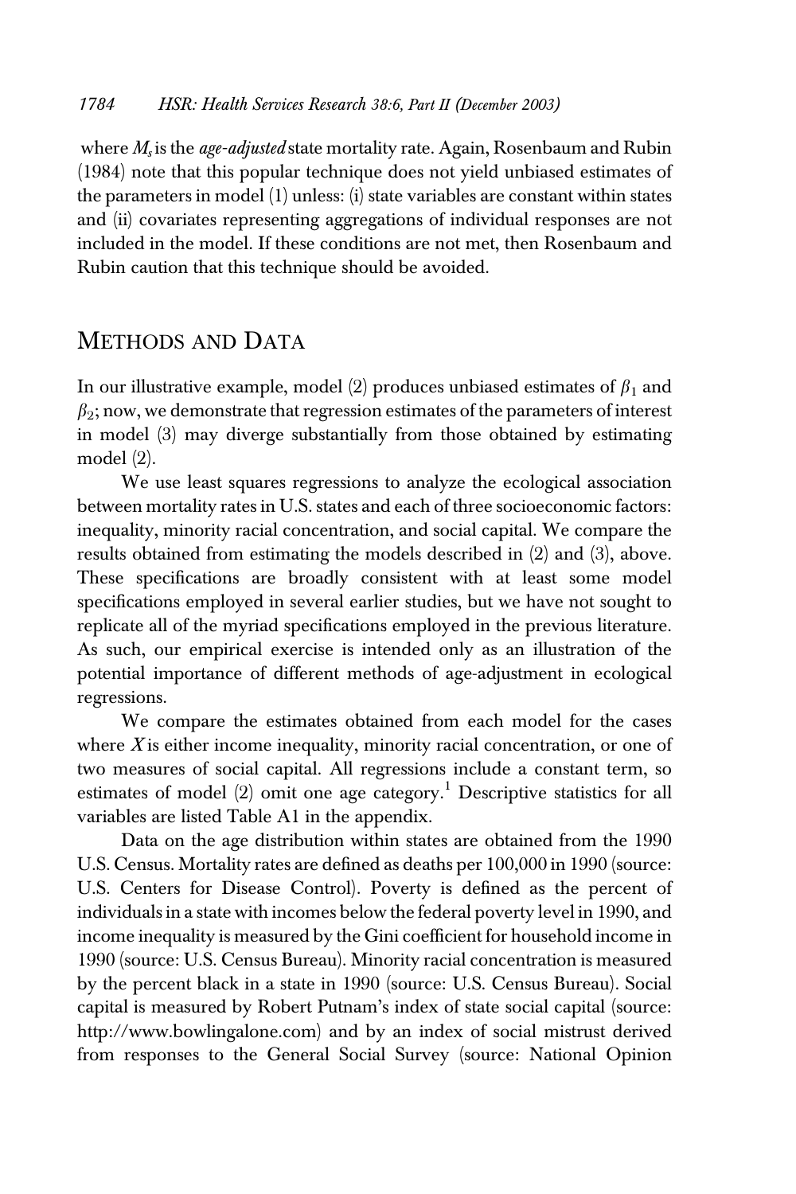where $M_s$ is the *age-adjusted* state mortality rate. Again, Rosenbaum and Rubin (1984) note that this popular technique does not yield unbiased estimates of the parameters in model (1) unless: (i) state variables are constant within states and (ii) covariates representing aggregations of individual responses are not included in the model. If these conditions are not met, then Rosenbaum and Rubin caution that this technique should be avoided.

## Methods and Data

In our illustrative example, model (2) produces unbiased estimates of $\beta_1$ and $\beta_2$; now, we demonstrate that regression estimates of the parameters of interest in model (3) may diverge substantially from those obtained by estimating model (2).

We use least squares regressions to analyze the ecological association between mortality rates in U.S. states and each of three socioeconomic factors: inequality, minority racial concentration, and social capital. We compare the results obtained from estimating the models described in (2) and (3), above. These specifications are broadly consistent with at least some model specifications employed in several earlier studies, but we have not sought to replicate all of the myriad specifications employed in the previous literature. As such, our empirical exercise is intended only as an illustration of the potential importance of different methods of age-adjustment in ecological regressions.

We compare the estimates obtained from each model for the cases where $X$ is either income inequality, minority racial concentration, or one of two measures of social capital. All regressions include a constant term, so estimates of model (2) omit one age category.[1] Descriptive statistics for all variables are listed Table A1 in the appendix.

Data on the age distribution within states are obtained from the 1990 U.S. Census. Mortality rates are defined as deaths per 100,000 in 1990 (source: U.S. Centers for Disease Control). Poverty is defined as the percent of individuals in a state with incomes below the federal poverty level in 1990, and income inequality is measured by the Gini coefficient for household income in 1990 (source: U.S. Census Bureau). Minority racial concentration is measured by the percent black in a state in 1990 (source: U.S. Census Bureau). Social capital is measured by Robert Putnam's index of state social capital (source: http://www.bowlingalone.com) and by an index of social mistrust derived from responses to the General Social Survey (source: National Opinion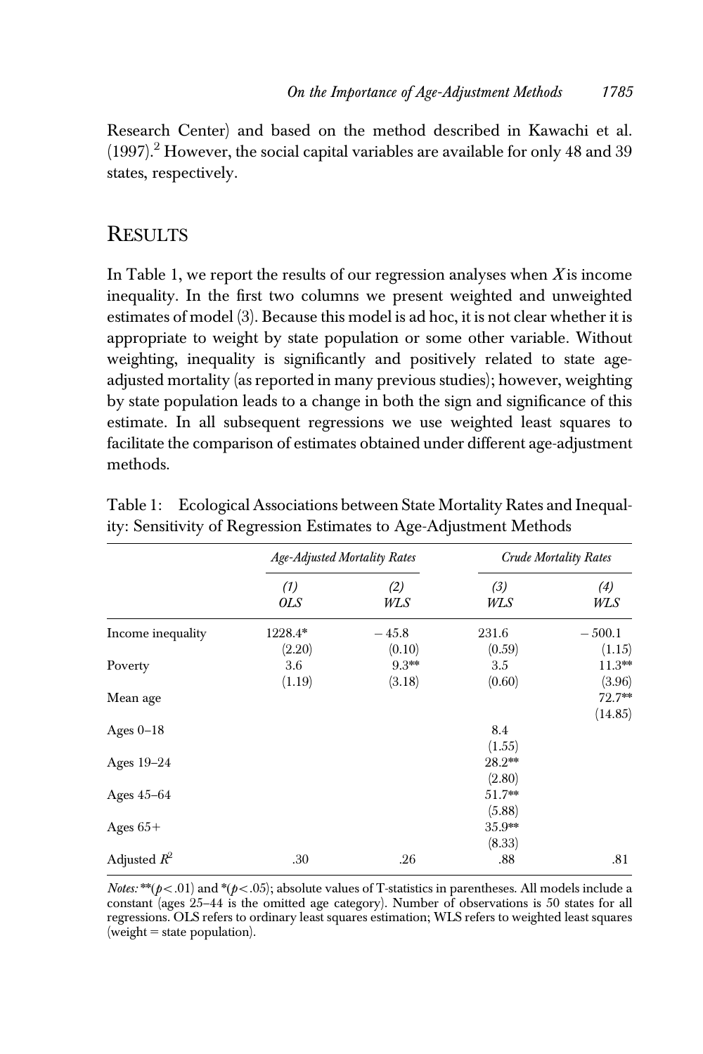Research Center) and based on the method described in Kawachi et al. (1997).[2] However, the social capital variables are available for only 48 and 39 states, respectively.

## RESULTS

In Table 1, we report the results of our regression analyses when $X$ is income inequality. In the first two columns we present weighted and unweighted estimates of model (3). Because this model is ad hoc, it is not clear whether it is appropriate to weight by state population or some other variable. Without weighting, inequality is significantly and positively related to state age-adjusted mortality (as reported in many previous studies); however, weighting by state population leads to a change in both the sign and significance of this estimate. In all subsequent regressions we use weighted least squares to facilitate the comparison of estimates obtained under different age-adjustment methods.

Table 1: Ecological Associations between State Mortality Rates and Inequality: Sensitivity of Regression Estimates to Age-Adjustment Methods

| | *Age-Adjusted Mortality Rates* | | *Crude Mortality Rates* | |
|---|---|---|---|---|
| | *(1) OLS* | *(2) WLS* | *(3) WLS* | *(4) WLS* |
| Income inequality | 1228.4* | −45.8 | 231.6 | −500.1 |
| | (2.20) | (0.10) | (0.59) | (1.15) |
| Poverty | 3.6 | 9.3** | 3.5 | 11.3** |
| | (1.19) | (3.18) | (0.60) | (3.96) |
| Mean age | | | | 72.7** |
| | | | | (14.85) |
| Ages 0–18 | | | 8.4 | |
| | | | (1.55) | |
| Ages 19–24 | | | 28.2** | |
| | | | (2.80) | |
| Ages 45–64 | | | 51.7** | |
| | | | (5.88) | |
| Ages 65+ | | | 35.9** | |
| | | | (8.33) | |
| Adjusted $R^2$ | .30 | .26 | .88 | .81 |

*Notes:* **($p<.01$) and *($p<.05$); absolute values of T-statistics in parentheses. All models include a constant (ages 25–44 is the omitted age category). Number of observations is 50 states for all regressions. OLS refers to ordinary least squares estimation; WLS refers to weighted least squares (weight = state population).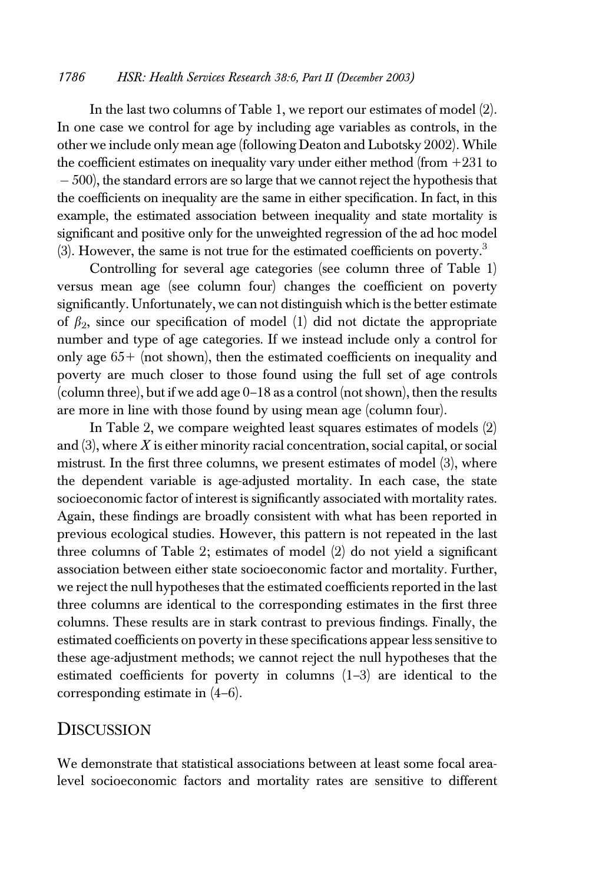In the last two columns of Table 1, we report our estimates of model (2). In one case we control for age by including age variables as controls, in the other we include only mean age (following Deaton and Lubotsky 2002). While the coefficient estimates on inequality vary under either method (from +231 to −500), the standard errors are so large that we cannot reject the hypothesis that the coefficients on inequality are the same in either specification. In fact, in this example, the estimated association between inequality and state mortality is significant and positive only for the unweighted regression of the ad hoc model (3). However, the same is not true for the estimated coefficients on poverty.[3]

Controlling for several age categories (see column three of Table 1) versus mean age (see column four) changes the coefficient on poverty significantly. Unfortunately, we can not distinguish which is the better estimate of $\beta_2$, since our specification of model (1) did not dictate the appropriate number and type of age categories. If we instead include only a control for only age 65+ (not shown), then the estimated coefficients on inequality and poverty are much closer to those found using the full set of age controls (column three), but if we add age 0–18 as a control (not shown), then the results are more in line with those found by using mean age (column four).

In Table 2, we compare weighted least squares estimates of models (2) and (3), where $X$ is either minority racial concentration, social capital, or social mistrust. In the first three columns, we present estimates of model (3), where the dependent variable is age-adjusted mortality. In each case, the state socioeconomic factor of interest is significantly associated with mortality rates. Again, these findings are broadly consistent with what has been reported in previous ecological studies. However, this pattern is not repeated in the last three columns of Table 2; estimates of model (2) do not yield a significant association between either state socioeconomic factor and mortality. Further, we reject the null hypotheses that the estimated coefficients reported in the last three columns are identical to the corresponding estimates in the first three columns. These results are in stark contrast to previous findings. Finally, the estimated coefficients on poverty in these specifications appear less sensitive to these age-adjustment methods; we cannot reject the null hypotheses that the estimated coefficients for poverty in columns (1–3) are identical to the corresponding estimate in (4–6).

## Discussion

We demonstrate that statistical associations between at least some focal area-level socioeconomic factors and mortality rates are sensitive to different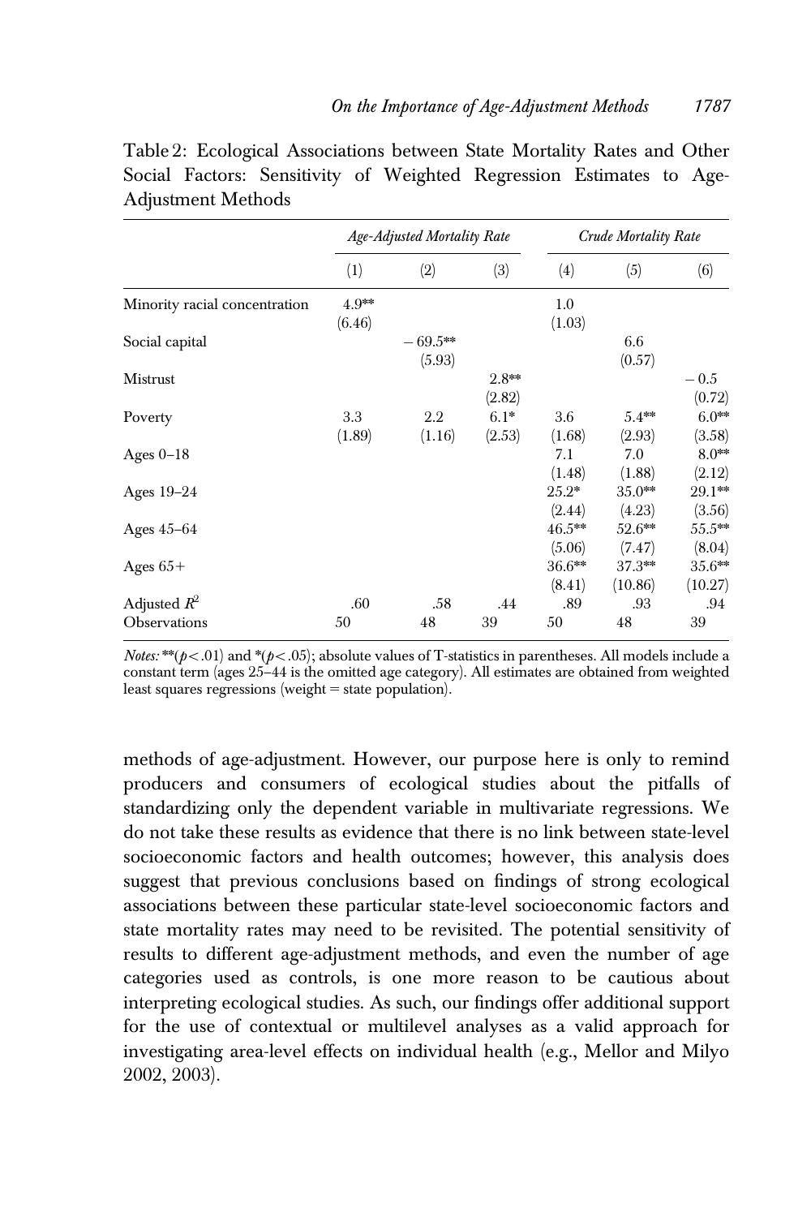Table 2: Ecological Associations between State Mortality Rates and Other Social Factors: Sensitivity of Weighted Regression Estimates to Age-Adjustment Methods

| | *Age-Adjusted Mortality Rate* | | | *Crude Mortality Rate* | | |
|---|---|---|---|---|---|---|
| | (1) | (2) | (3) | (4) | (5) | (6) |
| Minority racial concentration | 4.9** (6.46) | | | 1.0 (1.03) | | |
| Social capital | | −69.5** (5.93) | | | 6.6 (0.57) | |
| Mistrust | | | 2.8** (2.82) | | | −0.5 (0.72) |
| Poverty | 3.3 (1.89) | 2.2 (1.16) | 6.1* (2.53) | 3.6 (1.68) | 5.4** (2.93) | 6.0** (3.58) |
| Ages 0–18 | | | | 7.1 (1.48) | 7.0 (1.88) | 8.0** (2.12) |
| Ages 19–24 | | | | 25.2* (2.44) | 35.0** (4.23) | 29.1** (3.56) |
| Ages 45–64 | | | | 46.5** (5.06) | 52.6** (7.47) | 55.5** (8.04) |
| Ages 65+ | | | | 36.6** (8.41) | 37.3** (10.86) | 35.6** (10.27) |
| Adjusted $R^2$ | .60 | .58 | .44 | .89 | .93 | .94 |
| Observations | 50 | 48 | 39 | 50 | 48 | 39 |

*Notes:* **($p<.01$) and *($p<.05$); absolute values of T-statistics in parentheses. All models include a constant term (ages 25–44 is the omitted age category). All estimates are obtained from weighted least squares regressions (weight = state population).

methods of age-adjustment. However, our purpose here is only to remind producers and consumers of ecological studies about the pitfalls of standardizing only the dependent variable in multivariate regressions. We do not take these results as evidence that there is no link between state-level socioeconomic factors and health outcomes; however, this analysis does suggest that previous conclusions based on findings of strong ecological associations between these particular state-level socioeconomic factors and state mortality rates may need to be revisited. The potential sensitivity of results to different age-adjustment methods, and even the number of age categories used as controls, is one more reason to be cautious about interpreting ecological studies. As such, our findings offer additional support for the use of contextual or multilevel analyses as a valid approach for investigating area-level effects on individual health (e.g., Mellor and Milyo 2002, 2003).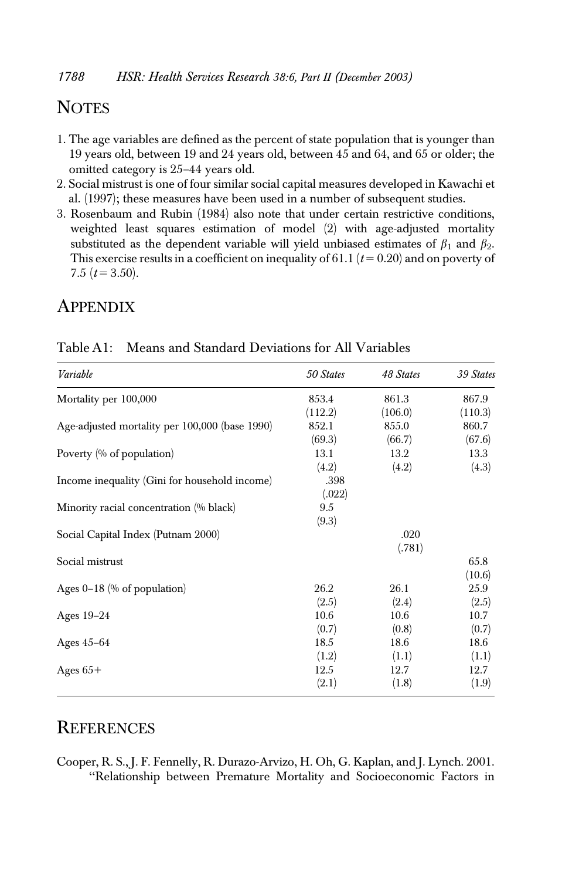## NOTES

1. The age variables are defined as the percent of state population that is younger than 19 years old, between 19 and 24 years old, between 45 and 64, and 65 or older; the omitted category is 25–44 years old.
2. Social mistrust is one of four similar social capital measures developed in Kawachi et al. (1997); these measures have been used in a number of subsequent studies.
3. Rosenbaum and Rubin (1984) also note that under certain restrictive conditions, weighted least squares estimation of model (2) with age-adjusted mortality substituted as the dependent variable will yield unbiased estimates of $\beta_1$ and $\beta_2$. This exercise results in a coefficient on inequality of 61.1 ($t = 0.20$) and on poverty of 7.5 ($t = 3.50$).

## APPENDIX

Table A1: Means and Standard Deviations for All Variables

| *Variable* | *50 States* | *48 States* | *39 States* |
|---|---|---|---|
| Mortality per 100,000 | 853.4 | 861.3 | 867.9 |
| | (112.2) | (106.0) | (110.3) |
| Age-adjusted mortality per 100,000 (base 1990) | 852.1 | 855.0 | 860.7 |
| | (69.3) | (66.7) | (67.6) |
| Poverty (% of population) | 13.1 | 13.2 | 13.3 |
| | (4.2) | (4.2) | (4.3) |
| Income inequality (Gini for household income) | .398 | | |
| | (.022) | | |
| Minority racial concentration (% black) | 9.5 | | |
| | (9.3) | | |
| Social Capital Index (Putnam 2000) | | .020 | |
| | | (.781) | |
| Social mistrust | | | 65.8 |
| | | | (10.6) |
| Ages 0–18 (% of population) | 26.2 | 26.1 | 25.9 |
| | (2.5) | (2.4) | (2.5) |
| Ages 19–24 | 10.6 | 10.6 | 10.7 |
| | (0.7) | (0.8) | (0.7) |
| Ages 45–64 | 18.5 | 18.6 | 18.6 |
| | (1.2) | (1.1) | (1.1) |
| Ages 65+ | 12.5 | 12.7 | 12.7 |
| | (2.1) | (1.8) | (1.9) |

## REFERENCES

Cooper, R. S., J. F. Fennelly, R. Durazo-Arvizo, H. Oh, G. Kaplan, and J. Lynch. 2001. "Relationship between Premature Mortality and Socioeconomic Factors in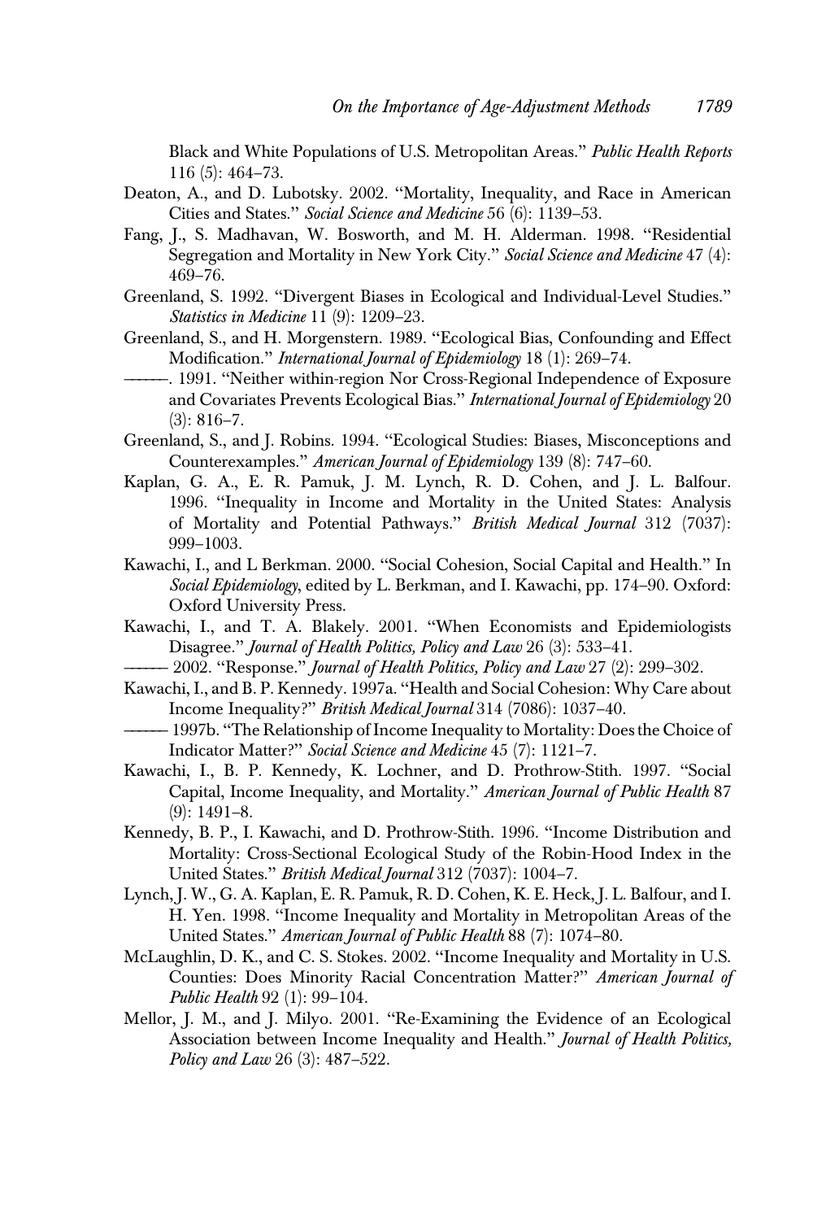Black and White Populations of U.S. Metropolitan Areas." *Public Health Reports* 116 (5): 464–73.

Deaton, A., and D. Lubotsky. 2002. "Mortality, Inequality, and Race in American Cities and States." *Social Science and Medicine* 56 (6): 1139–53.

Fang, J., S. Madhavan, W. Bosworth, and M. H. Alderman. 1998. "Residential Segregation and Mortality in New York City." *Social Science and Medicine* 47 (4): 469–76.

Greenland, S. 1992. "Divergent Biases in Ecological and Individual-Level Studies." *Statistics in Medicine* 11 (9): 1209–23.

Greenland, S., and H. Morgenstern. 1989. "Ecological Bias, Confounding and Effect Modification." *International Journal of Epidemiology* 18 (1): 269–74.

———. 1991. "Neither within-region Nor Cross-Regional Independence of Exposure and Covariates Prevents Ecological Bias." *International Journal of Epidemiology* 20 (3): 816–7.

Greenland, S., and J. Robins. 1994. "Ecological Studies: Biases, Misconceptions and Counterexamples." *American Journal of Epidemiology* 139 (8): 747–60.

Kaplan, G. A., E. R. Pamuk, J. M. Lynch, R. D. Cohen, and J. L. Balfour. 1996. "Inequality in Income and Mortality in the United States: Analysis of Mortality and Potential Pathways." *British Medical Journal* 312 (7037): 999–1003.

Kawachi, I., and L Berkman. 2000. "Social Cohesion, Social Capital and Health." In *Social Epidemiology*, edited by L. Berkman, and I. Kawachi, pp. 174–90. Oxford: Oxford University Press.

Kawachi, I., and T. A. Blakely. 2001. "When Economists and Epidemiologists Disagree." *Journal of Health Politics, Policy and Law* 26 (3): 533–41.

——— 2002. "Response." *Journal of Health Politics, Policy and Law* 27 (2): 299–302.

Kawachi, I., and B. P. Kennedy. 1997a. "Health and Social Cohesion: Why Care about Income Inequality?" *British Medical Journal* 314 (7086): 1037–40.

——— 1997b. "The Relationship of Income Inequality to Mortality: Does the Choice of Indicator Matter?" *Social Science and Medicine* 45 (7): 1121–7.

Kawachi, I., B. P. Kennedy, K. Lochner, and D. Prothrow-Stith. 1997. "Social Capital, Income Inequality, and Mortality." *American Journal of Public Health* 87 (9): 1491–8.

Kennedy, B. P., I. Kawachi, and D. Prothrow-Stith. 1996. "Income Distribution and Mortality: Cross-Sectional Ecological Study of the Robin-Hood Index in the United States." *British Medical Journal* 312 (7037): 1004–7.

Lynch, J. W., G. A. Kaplan, E. R. Pamuk, R. D. Cohen, K. E. Heck, J. L. Balfour, and I. H. Yen. 1998. "Income Inequality and Mortality in Metropolitan Areas of the United States." *American Journal of Public Health* 88 (7): 1074–80.

McLaughlin, D. K., and C. S. Stokes. 2002. "Income Inequality and Mortality in U.S. Counties: Does Minority Racial Concentration Matter?" *American Journal of Public Health* 92 (1): 99–104.

Mellor, J. M., and J. Milyo. 2001. "Re-Examining the Evidence of an Ecological Association between Income Inequality and Health." *Journal of Health Politics, Policy and Law* 26 (3): 487–522.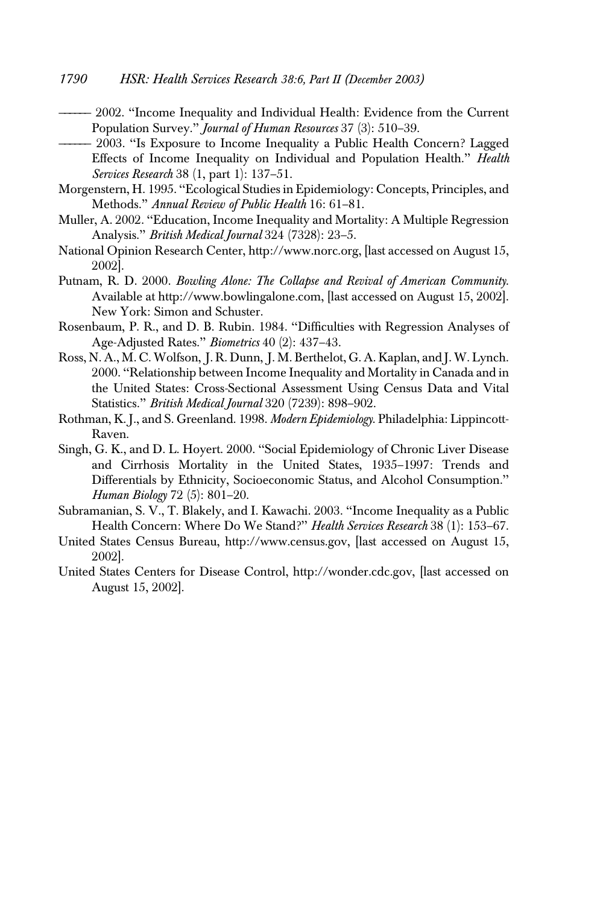——— 2002. "Income Inequality and Individual Health: Evidence from the Current Population Survey." *Journal of Human Resources* 37 (3): 510–39.

——— 2003. "Is Exposure to Income Inequality a Public Health Concern? Lagged Effects of Income Inequality on Individual and Population Health." *Health Services Research* 38 (1, part 1): 137–51.

Morgenstern, H. 1995. "Ecological Studies in Epidemiology: Concepts, Principles, and Methods." *Annual Review of Public Health* 16: 61–81.

Muller, A. 2002. "Education, Income Inequality and Mortality: A Multiple Regression Analysis." *British Medical Journal* 324 (7328): 23–5.

National Opinion Research Center, http://www.norc.org, [last accessed on August 15, 2002].

Putnam, R. D. 2000. *Bowling Alone: The Collapse and Revival of American Community*. Available at http://www.bowlingalone.com, [last accessed on August 15, 2002]. New York: Simon and Schuster.

Rosenbaum, P. R., and D. B. Rubin. 1984. "Difficulties with Regression Analyses of Age-Adjusted Rates." *Biometrics* 40 (2): 437–43.

Ross, N. A., M. C. Wolfson, J. R. Dunn, J. M. Berthelot, G. A. Kaplan, and J. W. Lynch. 2000. "Relationship between Income Inequality and Mortality in Canada and in the United States: Cross-Sectional Assessment Using Census Data and Vital Statistics." *British Medical Journal* 320 (7239): 898–902.

Rothman, K. J., and S. Greenland. 1998. *Modern Epidemiology*. Philadelphia: Lippincott-Raven.

Singh, G. K., and D. L. Hoyert. 2000. "Social Epidemiology of Chronic Liver Disease and Cirrhosis Mortality in the United States, 1935–1997: Trends and Differentials by Ethnicity, Socioeconomic Status, and Alcohol Consumption." *Human Biology* 72 (5): 801–20.

Subramanian, S. V., T. Blakely, and I. Kawachi. 2003. "Income Inequality as a Public Health Concern: Where Do We Stand?" *Health Services Research* 38 (1): 153–67.

United States Census Bureau, http://www.census.gov, [last accessed on August 15, 2002].

United States Centers for Disease Control, http://wonder.cdc.gov, [last accessed on August 15, 2002].